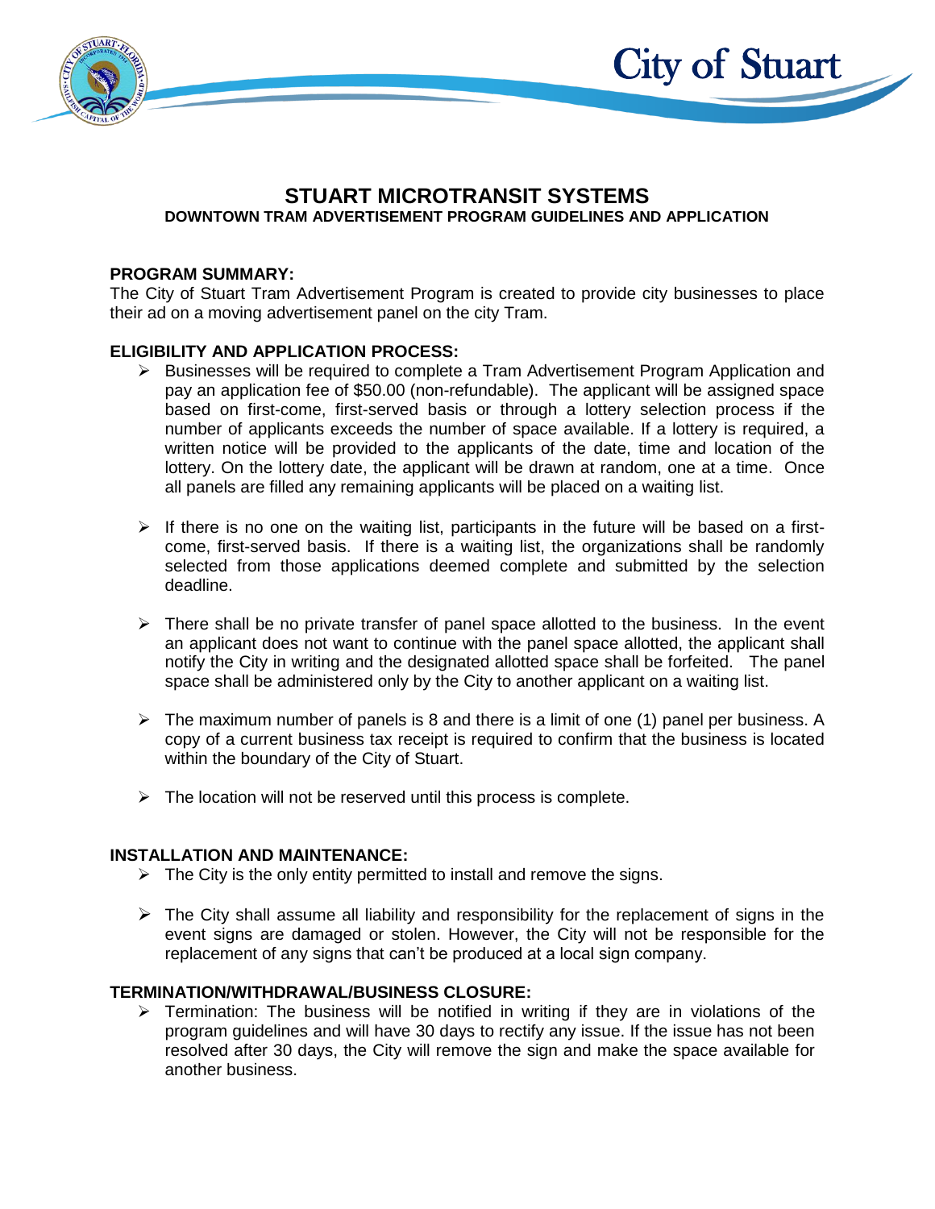City of Stuart

# STUART MICROTRANSIT SYSTEMS

## DOWNTOWN TRAM ADVERTISEMENT PROGRAM GUIDELINES AND APPLICATION

**PROGRAM SUMMARY:**

The City of Stuart Tram Advertisement Program is created to provide city businesses to place their ad on a moving advertisement panel on the city Tram.

**ELIGIBILITY AND APPLICATION PROCESS:**

- Businesses will be required to complete a Tram Advertisement Program Application and pay an application fee of $50.00 (non-refundable). The applicant will be assigned space based on first-come, first-served basis or through a lottery selection process if the number of applicants exceeds the number of space available. If a lottery is required, a written notice will be provided to the applicants of the date, time and location of the lottery. On the lottery date, the applicant will be drawn at random, one at a time. Once all panels are filled any remaining applicants will be placed on a waiting list.

- If there is no one on the waiting list, participants in the future will be based on a first-come, first-served basis. If there is a waiting list, the organizations shall be randomly selected from those applications deemed complete and submitted by the selection deadline.

- There shall be no private transfer of panel space allotted to the business. In the event an applicant does not want to continue with the panel space allotted, the applicant shall notify the City in writing and the designated allotted space shall be forfeited. The panel space shall be administered only by the City to another applicant on a waiting list.

- The maximum number of panels is 8 and there is a limit of one (1) panel per business. A copy of a current business tax receipt is required to confirm that the business is located within the boundary of the City of Stuart.

- The location will not be reserved until this process is complete.

**INSTALLATION AND MAINTENANCE:**

- The City is the only entity permitted to install and remove the signs.

- The City shall assume all liability and responsibility for the replacement of signs in the event signs are damaged or stolen. However, the City will not be responsible for the replacement of any signs that can't be produced at a local sign company.

**TERMINATION/WITHDRAWAL/BUSINESS CLOSURE:**

- Termination: The business will be notified in writing if they are in violations of the program guidelines and will have 30 days to rectify any issue. If the issue has not been resolved after 30 days, the City will remove the sign and make the space available for another business.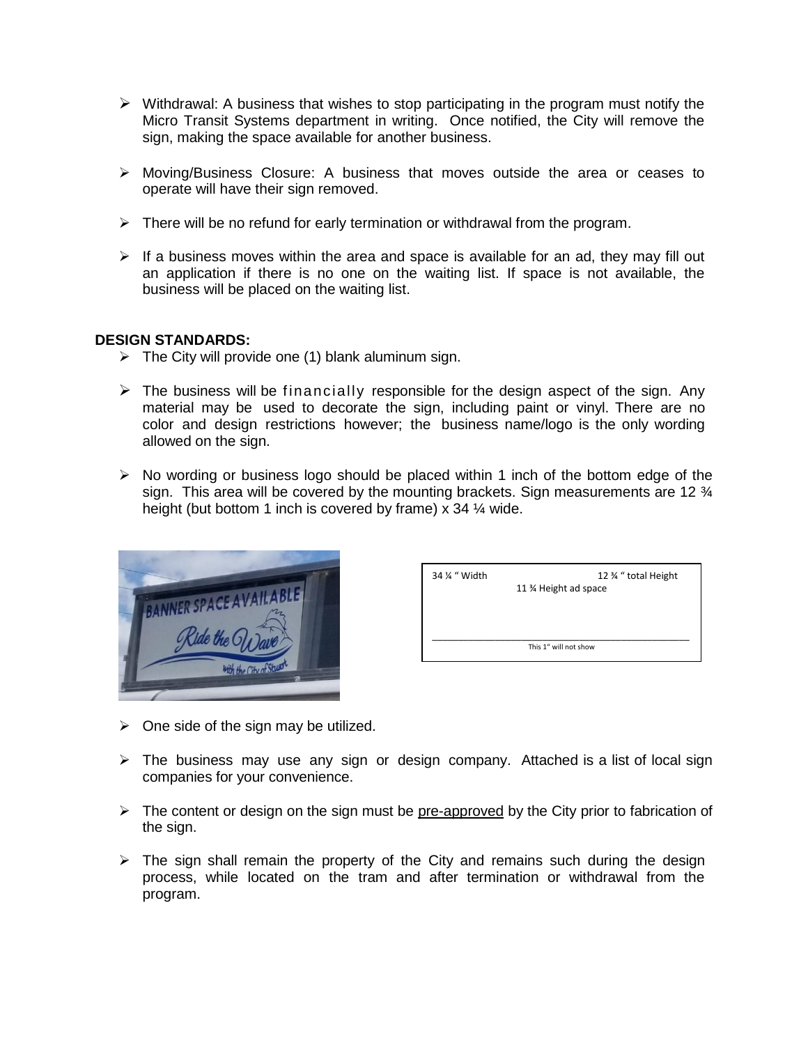- Withdrawal: A business that wishes to stop participating in the program must notify the Micro Transit Systems department in writing. Once notified, the City will remove the sign, making the space available for another business.

- Moving/Business Closure: A business that moves outside the area or ceases to operate will have their sign removed.

- There will be no refund for early termination or withdrawal from the program.

- If a business moves within the area and space is available for an ad, they may fill out an application if there is no one on the waiting list. If space is not available, the business will be placed on the waiting list.

**DESIGN STANDARDS:**

- The City will provide one (1) blank aluminum sign.

- The business will be financially responsible for the design aspect of the sign. Any material may be used to decorate the sign, including paint or vinyl. There are no color and design restrictions however; the business name/logo is the only wording allowed on the sign.

- No wording or business logo should be placed within 1 inch of the bottom edge of the sign. This area will be covered by the mounting brackets. Sign measurements are 12 ¾ height (but bottom 1 inch is covered by frame) x 34 ¼ wide.

34 ¼ " Width 12 ¾ " total Height
11 ¾ Height ad space

This 1" will not show

- One side of the sign may be utilized.

- The business may use any sign or design company. Attached is a list of local sign companies for your convenience.

- The content or design on the sign must be pre-approved by the City prior to fabrication of the sign.

- The sign shall remain the property of the City and remains such during the design process, while located on the tram and after termination or withdrawal from the program.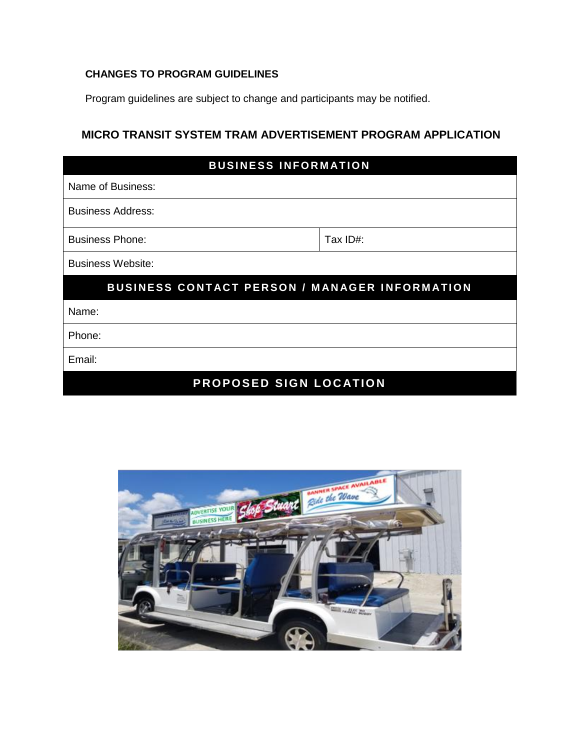**CHANGES TO PROGRAM GUIDELINES**

Program guidelines are subject to change and participants may be notified.

## MICRO TRANSIT SYSTEM TRAM ADVERTISEMENT PROGRAM APPLICATION

| BUSINESS INFORMATION | |
| --- | --- |
| Name of Business: | |
| Business Address: | |
| Business Phone: | Tax ID#: |
| Business Website: | |
| **BUSINESS CONTACT PERSON / MANAGER INFORMATION** | |
| Name: | |
| Phone: | |
| Email: | |
| **PROPOSED SIGN LOCATION** | |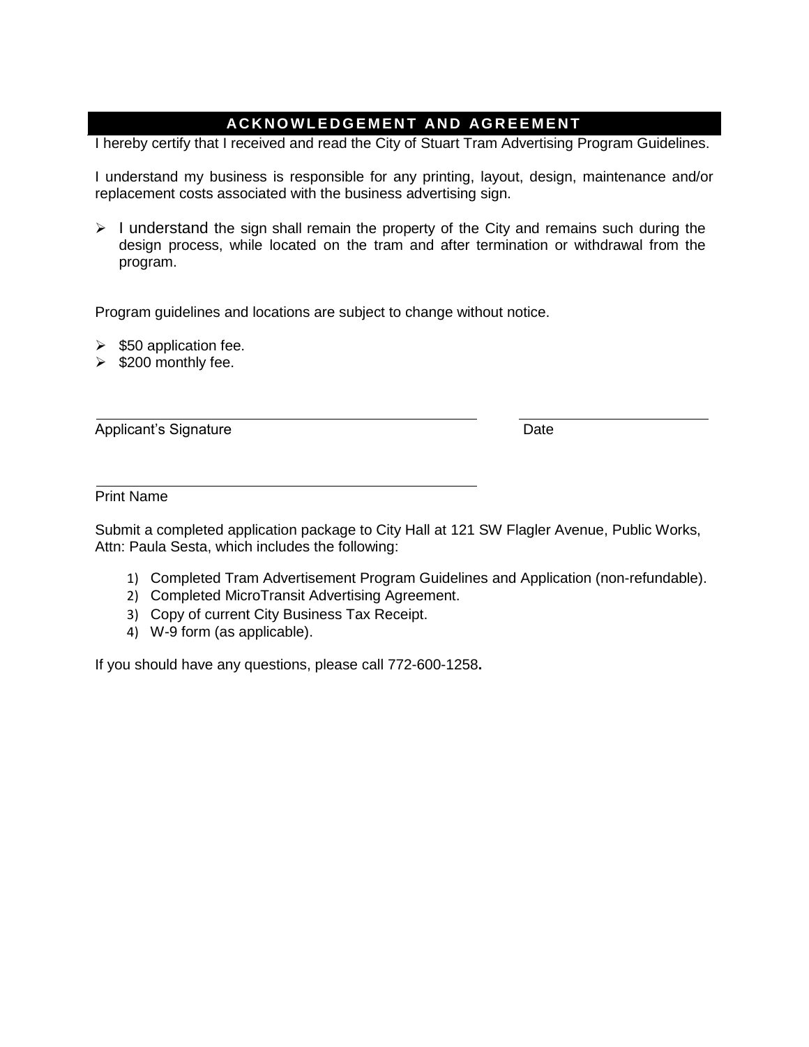## ACKNOWLEDGEMENT AND AGREEMENT

I hereby certify that I received and read the City of Stuart Tram Advertising Program Guidelines.

I understand my business is responsible for any printing, layout, design, maintenance and/or replacement costs associated with the business advertising sign.

- I understand the sign shall remain the property of the City and remains such during the design process, while located on the tram and after termination or withdrawal from the program.

Program guidelines and locations are subject to change without notice.

- $50 application fee.
- $200 monthly fee.

______________________________________________ ______________________

Applicant's Signature Date

______________________________________________

Print Name

Submit a completed application package to City Hall at 121 SW Flagler Avenue, Public Works, Attn: Paula Sesta, which includes the following:

1) Completed Tram Advertisement Program Guidelines and Application (non-refundable).
2) Completed MicroTransit Advertising Agreement.
3) Copy of current City Business Tax Receipt.
4) W-9 form (as applicable).

If you should have any questions, please call 772-600-1258**.**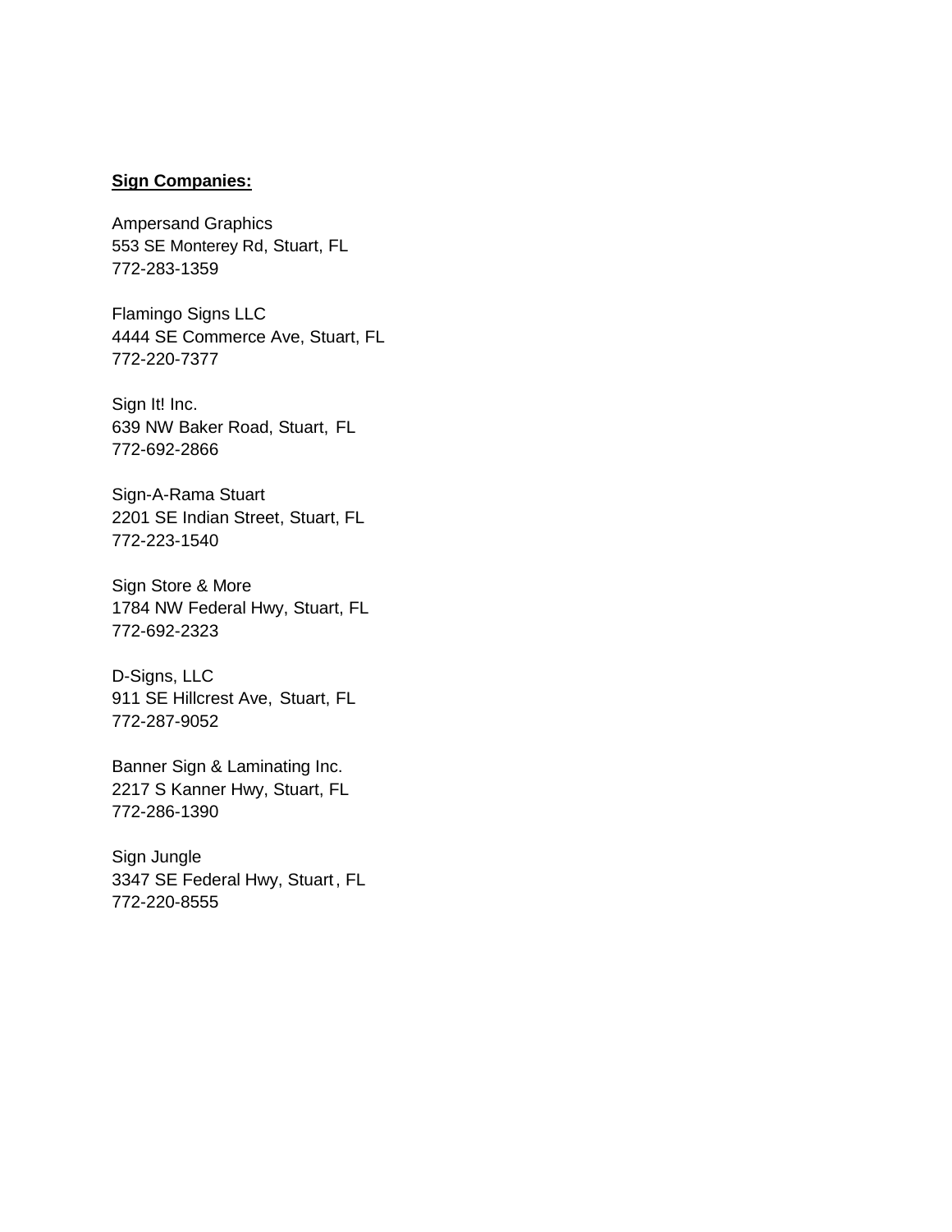**<u>Sign Companies:</u>**

Ampersand Graphics
553 SE Monterey Rd, Stuart, FL
772-283-1359

Flamingo Signs LLC
4444 SE Commerce Ave, Stuart, FL
772-220-7377

Sign It! Inc.
639 NW Baker Road, Stuart, FL
772-692-2866

Sign-A-Rama Stuart
2201 SE Indian Street, Stuart, FL
772-223-1540

Sign Store & More
1784 NW Federal Hwy, Stuart, FL
772-692-2323

D-Signs, LLC
911 SE Hillcrest Ave, Stuart, FL
772-287-9052

Banner Sign & Laminating Inc.
2217 S Kanner Hwy, Stuart, FL
772-286-1390

Sign Jungle
3347 SE Federal Hwy, Stuart, FL
772-220-8555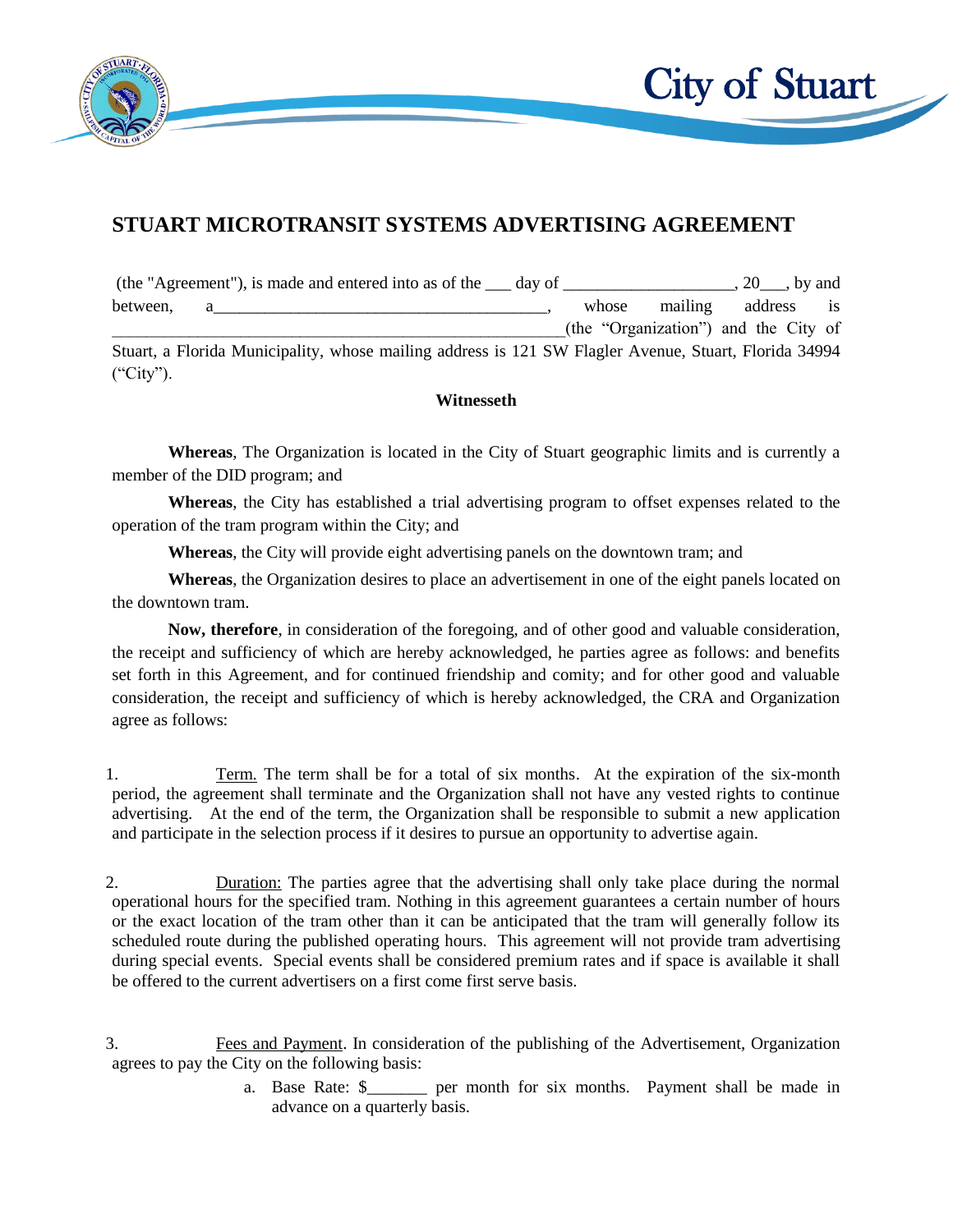# STUART MICROTRANSIT SYSTEMS ADVERTISING AGREEMENT

(the "Agreement"), is made and entered into as of the ___ day of ____________________, 20___, by and between, a_______________________________________, whose mailing address is _____________________________________________________(the "Organization") and the City of Stuart, a Florida Municipality, whose mailing address is 121 SW Flagler Avenue, Stuart, Florida 34994 ("City").

**Witnesseth**

**Whereas**, The Organization is located in the City of Stuart geographic limits and is currently a member of the DID program; and

**Whereas**, the City has established a trial advertising program to offset expenses related to the operation of the tram program within the City; and

**Whereas**, the City will provide eight advertising panels on the downtown tram; and

**Whereas**, the Organization desires to place an advertisement in one of the eight panels located on the downtown tram.

**Now, therefore**, in consideration of the foregoing, and of other good and valuable consideration, the receipt and sufficiency of which are hereby acknowledged, he parties agree as follows: and benefits set forth in this Agreement, and for continued friendship and comity; and for other good and valuable consideration, the receipt and sufficiency of which is hereby acknowledged, the CRA and Organization agree as follows:

1. Term. The term shall be for a total of six months. At the expiration of the six-month period, the agreement shall terminate and the Organization shall not have any vested rights to continue advertising. At the end of the term, the Organization shall be responsible to submit a new application and participate in the selection process if it desires to pursue an opportunity to advertise again.

2. Duration: The parties agree that the advertising shall only take place during the normal operational hours for the specified tram. Nothing in this agreement guarantees a certain number of hours or the exact location of the tram other than it can be anticipated that the tram will generally follow its scheduled route during the published operating hours. This agreement will not provide tram advertising during special events. Special events shall be considered premium rates and if space is available it shall be offered to the current advertisers on a first come first serve basis.

3. Fees and Payment. In consideration of the publishing of the Advertisement, Organization agrees to pay the City on the following basis:

   a. Base Rate: $_______ per month for six months. Payment shall be made in advance on a quarterly basis.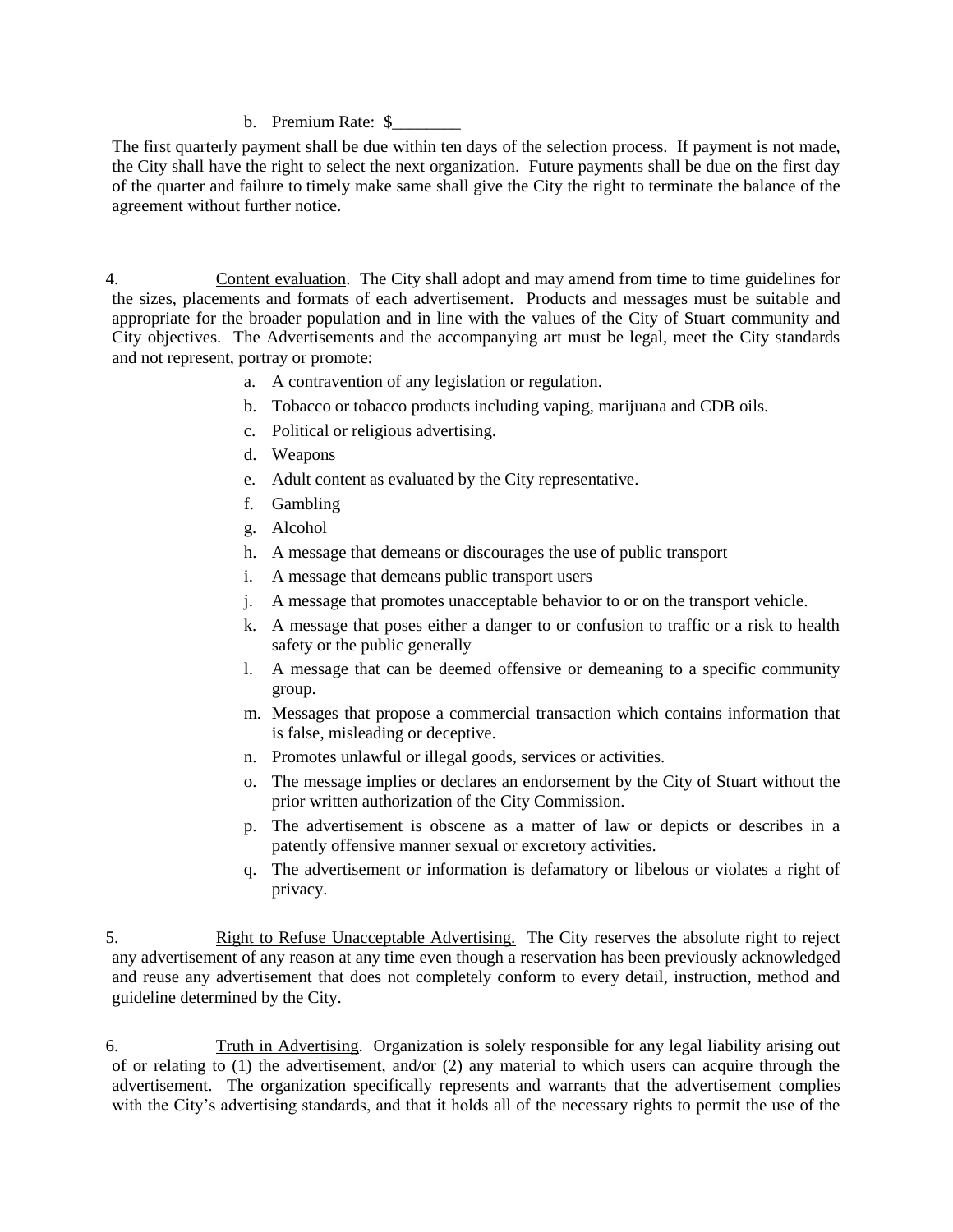b. Premium Rate: $________

The first quarterly payment shall be due within ten days of the selection process. If payment is not made, the City shall have the right to select the next organization. Future payments shall be due on the first day of the quarter and failure to timely make same shall give the City the right to terminate the balance of the agreement without further notice.

4. Content evaluation. The City shall adopt and may amend from time to time guidelines for the sizes, placements and formats of each advertisement. Products and messages must be suitable and appropriate for the broader population and in line with the values of the City of Stuart community and City objectives. The Advertisements and the accompanying art must be legal, meet the City standards and not represent, portray or promote:

a. A contravention of any legislation or regulation.
b. Tobacco or tobacco products including vaping, marijuana and CDB oils.
c. Political or religious advertising.
d. Weapons
e. Adult content as evaluated by the City representative.
f. Gambling
g. Alcohol
h. A message that demeans or discourages the use of public transport
i. A message that demeans public transport users
j. A message that promotes unacceptable behavior to or on the transport vehicle.
k. A message that poses either a danger to or confusion to traffic or a risk to health safety or the public generally
l. A message that can be deemed offensive or demeaning to a specific community group.
m. Messages that propose a commercial transaction which contains information that is false, misleading or deceptive.
n. Promotes unlawful or illegal goods, services or activities.
o. The message implies or declares an endorsement by the City of Stuart without the prior written authorization of the City Commission.
p. The advertisement is obscene as a matter of law or depicts or describes in a patently offensive manner sexual or excretory activities.
q. The advertisement or information is defamatory or libelous or violates a right of privacy.

5. Right to Refuse Unacceptable Advertising. The City reserves the absolute right to reject any advertisement of any reason at any time even though a reservation has been previously acknowledged and reuse any advertisement that does not completely conform to every detail, instruction, method and guideline determined by the City.

6. Truth in Advertising. Organization is solely responsible for any legal liability arising out of or relating to (1) the advertisement, and/or (2) any material to which users can acquire through the advertisement. The organization specifically represents and warrants that the advertisement complies with the City's advertising standards, and that it holds all of the necessary rights to permit the use of the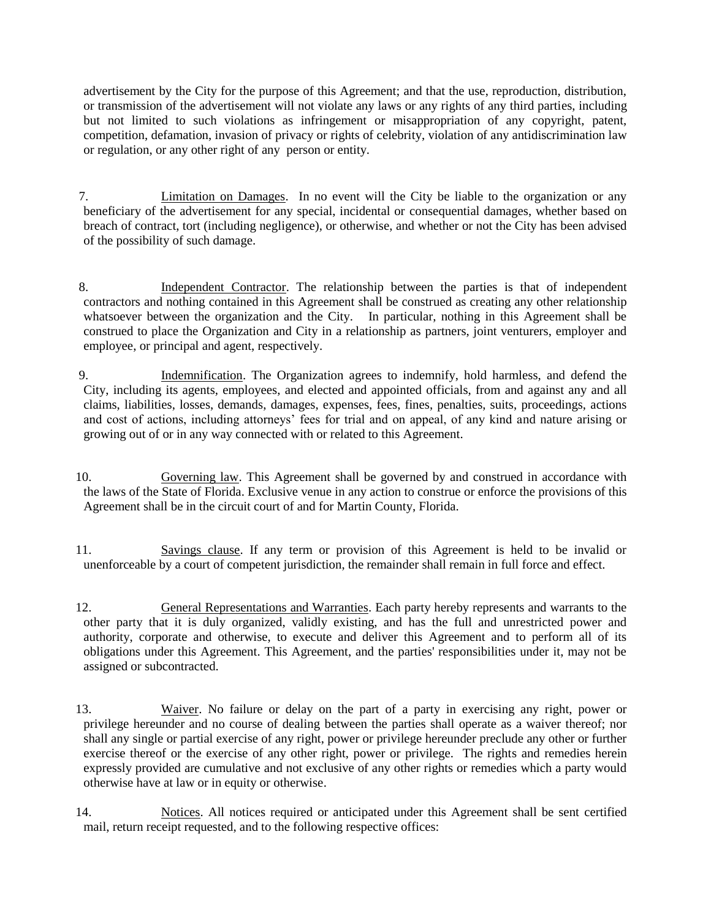advertisement by the City for the purpose of this Agreement; and that the use, reproduction, distribution, or transmission of the advertisement will not violate any laws or any rights of any third parties, including but not limited to such violations as infringement or misappropriation of any copyright, patent, competition, defamation, invasion of privacy or rights of celebrity, violation of any antidiscrimination law or regulation, or any other right of any person or entity.

7. Limitation on Damages. In no event will the City be liable to the organization or any beneficiary of the advertisement for any special, incidental or consequential damages, whether based on breach of contract, tort (including negligence), or otherwise, and whether or not the City has been advised of the possibility of such damage.

8. Independent Contractor. The relationship between the parties is that of independent contractors and nothing contained in this Agreement shall be construed as creating any other relationship whatsoever between the organization and the City. In particular, nothing in this Agreement shall be construed to place the Organization and City in a relationship as partners, joint venturers, employer and employee, or principal and agent, respectively.

9. Indemnification. The Organization agrees to indemnify, hold harmless, and defend the City, including its agents, employees, and elected and appointed officials, from and against any and all claims, liabilities, losses, demands, damages, expenses, fees, fines, penalties, suits, proceedings, actions and cost of actions, including attorneys' fees for trial and on appeal, of any kind and nature arising or growing out of or in any way connected with or related to this Agreement.

10. Governing law. This Agreement shall be governed by and construed in accordance with the laws of the State of Florida. Exclusive venue in any action to construe or enforce the provisions of this Agreement shall be in the circuit court of and for Martin County, Florida.

11. Savings clause. If any term or provision of this Agreement is held to be invalid or unenforceable by a court of competent jurisdiction, the remainder shall remain in full force and effect.

12. General Representations and Warranties. Each party hereby represents and warrants to the other party that it is duly organized, validly existing, and has the full and unrestricted power and authority, corporate and otherwise, to execute and deliver this Agreement and to perform all of its obligations under this Agreement. This Agreement, and the parties' responsibilities under it, may not be assigned or subcontracted.

13. Waiver. No failure or delay on the part of a party in exercising any right, power or privilege hereunder and no course of dealing between the parties shall operate as a waiver thereof; nor shall any single or partial exercise of any right, power or privilege hereunder preclude any other or further exercise thereof or the exercise of any other right, power or privilege. The rights and remedies herein expressly provided are cumulative and not exclusive of any other rights or remedies which a party would otherwise have at law or in equity or otherwise.

14. Notices. All notices required or anticipated under this Agreement shall be sent certified mail, return receipt requested, and to the following respective offices: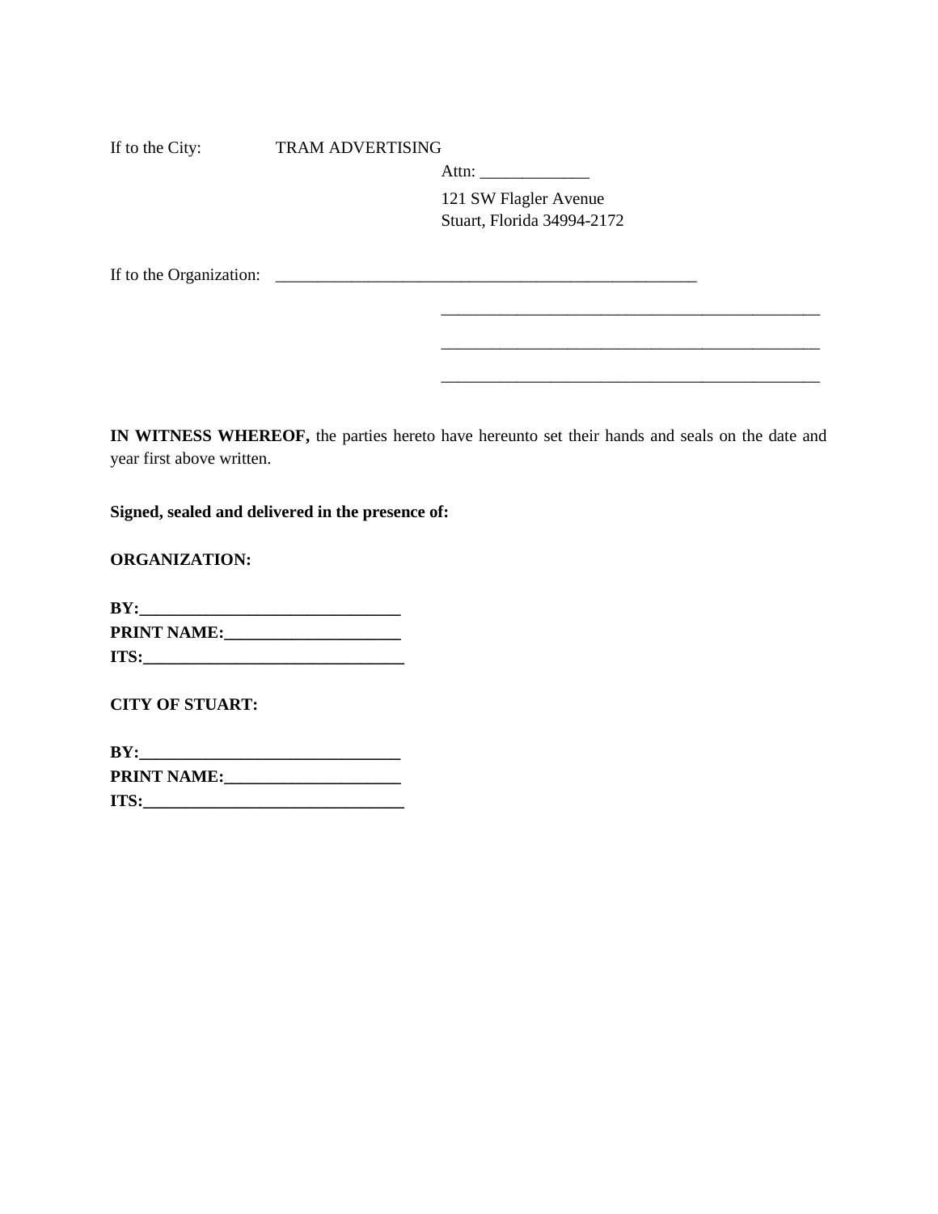If to the City: TRAM ADVERTISING
Attn: _____________
121 SW Flagler Avenue
Stuart, Florida 34994-2172

If to the Organization: _____________________________________________________

_______________________________________________

_______________________________________________

_______________________________________________

**IN WITNESS WHEREOF,** the parties hereto have hereunto set their hands and seals on the date and year first above written.

**Signed, sealed and delivered in the presence of:**

**ORGANIZATION:**

**BY:_______________________________**
**PRINT NAME:_____________________**
**ITS:_______________________________**

**CITY OF STUART:**

**BY:_______________________________**
**PRINT NAME:_____________________**
**ITS:_______________________________**